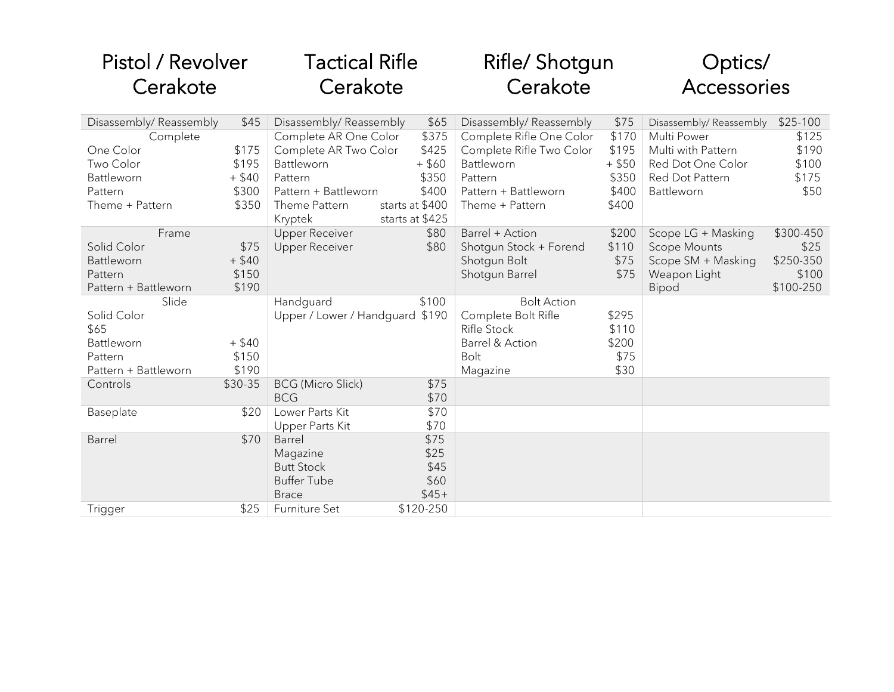| Pistol / Revolver Cerakote | | Tactical Rifle Cerakote | | Rifle/ Shotgun Cerakote | | Optics/ Accessories | |
|---|---|---|---|---|---|---|---|
| Disassembly/ Reassembly | $45 | Disassembly/ Reassembly | $65 | Disassembly/ Reassembly | $75 | Disassembly/ Reassembly | $25-100 |
| Complete | | Complete AR One Color | $375 | Complete Rifle One Color | $170 | Multi Power | $125 |
| One Color | $175 | Complete AR Two Color | $425 | Complete Rifle Two Color | $195 | Multi with Pattern | $190 |
| Two Color | $195 | Battleworn | + $60 | Battleworn | + $50 | Red Dot One Color | $100 |
| Battleworn | + $40 | Pattern | $350 | Pattern | $350 | Red Dot Pattern | $175 |
| Pattern | $300 | Pattern + Battleworn | $400 | Pattern + Battleworn | $400 | Battleworn | $50 |
| Theme + Pattern | $350 | Theme Pattern | starts at $400 | Theme + Pattern | $400 | | |
| | | Kryptek | starts at $425 | | | | |
| Frame | | Upper Receiver | $80 | Barrel + Action | $200 | Scope LG + Masking | $300-450 |
| Solid Color | $75 | Upper Receiver | $80 | Shotgun Stock + Forend | $110 | Scope Mounts | $25 |
| Battleworn | + $40 | | | Shotgun Bolt | $75 | Scope SM + Masking | $250-350 |
| Pattern | $150 | | | Shotgun Barrel | $75 | Weapon Light | $100 |
| Pattern + Battleworn | $190 | | | | | Bipod | $100-250 |
| Slide | | Handguard | $100 | Bolt Action | | | |
| Solid Color | | Upper / Lower / Handguard | $190 | Complete Bolt Rifle | $295 | | |
| $65 | | | | Rifle Stock | $110 | | |
| Battleworn | + $40 | | | Barrel & Action | $200 | | |
| Pattern | $150 | | | Bolt | $75 | | |
| Pattern + Battleworn | $190 | | | Magazine | $30 | | |
| Controls | $30-35 | BCG (Micro Slick) | $75 | | | | |
| | | BCG | $70 | | | | |
| Baseplate | $20 | Lower Parts Kit | $70 | | | | |
| | | Upper Parts Kit | $70 | | | | |
| Barrel | $70 | Barrel | $75 | | | | |
| | | Magazine | $25 | | | | |
| | | Butt Stock | $45 | | | | |
| | | Buffer Tube | $60 | | | | |
| | | Brace | $45+ | | | | |
| Trigger | $25 | Furniture Set | $120-250 | | | | |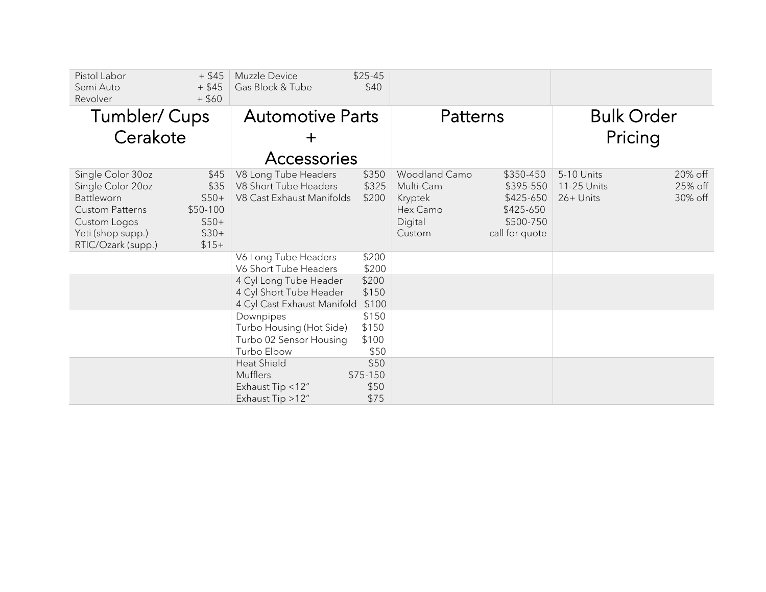| | | | |
|---|---|---|---|
| Pistol Labor + $45<br>Semi Auto + $45<br>Revolver + $60 | Muzzle Device $25-45<br>Gas Block & Tube $40 | | |

| Tumbler/ Cups Cerakote | Automotive Parts + Accessories | Patterns | Bulk Order Pricing |
|---|---|---|---|
| Single Color 30oz $45<br>Single Color 20oz $35<br>Battleworn $50+<br>Custom Patterns $50-100<br>Custom Logos $50+<br>Yeti (shop supp.) $30+<br>RTIC/Ozark (supp.) $15+ | V8 Long Tube Headers $350<br>V8 Short Tube Headers $325<br>V8 Cast Exhaust Manifolds $200 | Woodland Camo $350-450<br>Multi-Cam $395-550<br>Kryptek $425-650<br>Hex Camo $425-650<br>Digital $500-750<br>Custom call for quote | 5-10 Units 20% off<br>11-25 Units 25% off<br>26+ Units 30% off |
| | V6 Long Tube Headers $200<br>V6 Short Tube Headers $200 | | |
| | 4 Cyl Long Tube Header $200<br>4 Cyl Short Tube Header $150<br>4 Cyl Cast Exhaust Manifold $100 | | |
| | Downpipes $150<br>Turbo Housing (Hot Side) $150<br>Turbo 02 Sensor Housing $100<br>Turbo Elbow $50 | | |
| | Heat Shield $50<br>Mufflers $75-150<br>Exhaust Tip <12” $50<br>Exhaust Tip >12” $75 | | |